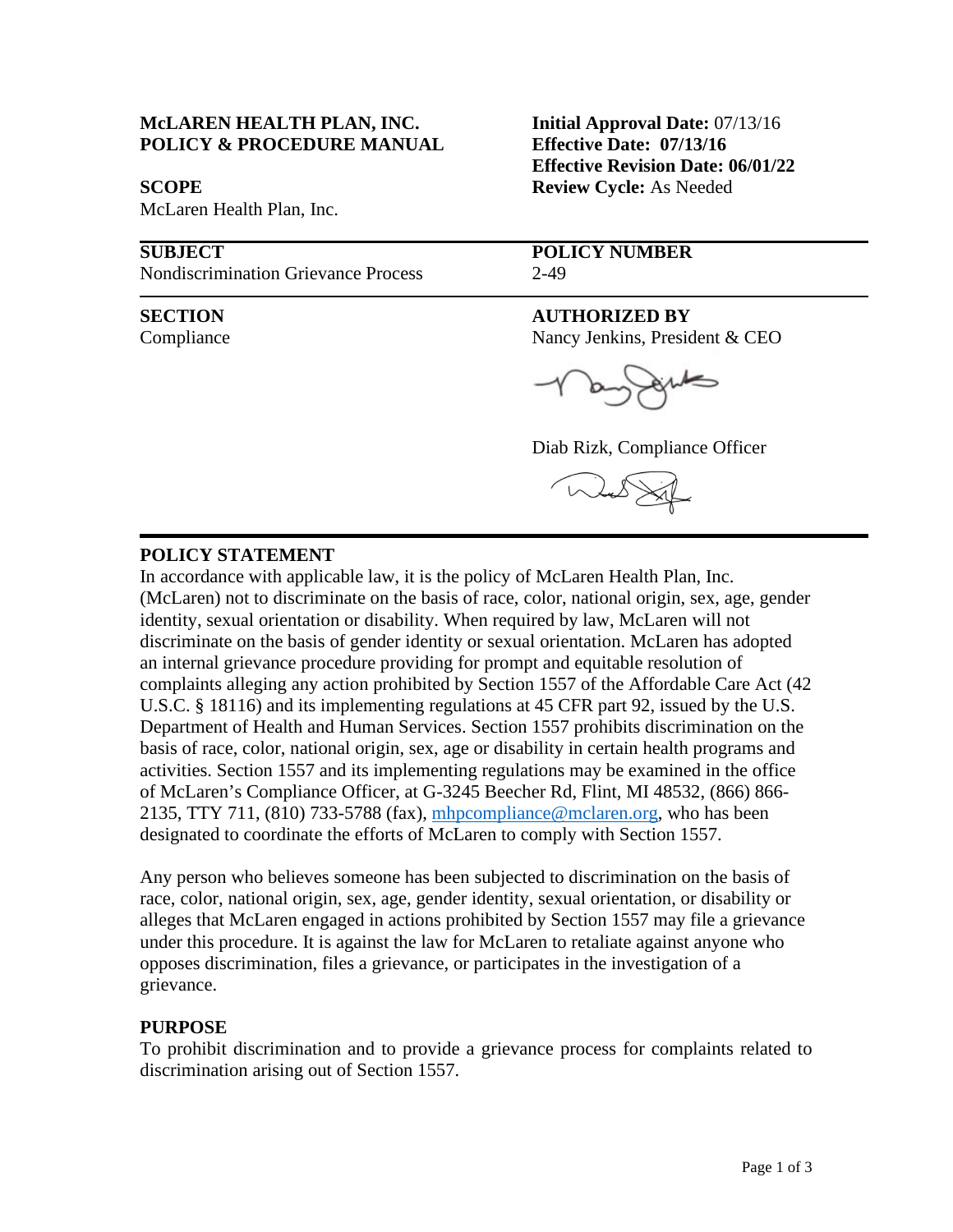**McLAREN HEALTH PLAN, INC.**
**POLICY & PROCEDURE MANUAL**

**Initial Approval Date:** 07/13/16
**Effective Date: 07/13/16**
**Effective Revision Date: 06/01/22**
**Review Cycle:** As Needed

**SCOPE**
McLaren Health Plan, Inc.

| **SUBJECT** | **POLICY NUMBER** |
| --- | --- |
| Nondiscrimination Grievance Process | 2-49 |

| **SECTION** | **AUTHORIZED BY** |
| --- | --- |
| Compliance | Nancy Jenkins, President & CEO |
| | Diab Rizk, Compliance Officer |

## POLICY STATEMENT

In accordance with applicable law, it is the policy of McLaren Health Plan, Inc. (McLaren) not to discriminate on the basis of race, color, national origin, sex, age, gender identity, sexual orientation or disability. When required by law, McLaren will not discriminate on the basis of gender identity or sexual orientation. McLaren has adopted an internal grievance procedure providing for prompt and equitable resolution of complaints alleging any action prohibited by Section 1557 of the Affordable Care Act (42 U.S.C. § 18116) and its implementing regulations at 45 CFR part 92, issued by the U.S. Department of Health and Human Services. Section 1557 prohibits discrimination on the basis of race, color, national origin, sex, age or disability in certain health programs and activities. Section 1557 and its implementing regulations may be examined in the office of McLaren's Compliance Officer, at G-3245 Beecher Rd, Flint, MI 48532, (866) 866-2135, TTY 711, (810) 733-5788 (fax), mhpcompliance@mclaren.org, who has been designated to coordinate the efforts of McLaren to comply with Section 1557.

Any person who believes someone has been subjected to discrimination on the basis of race, color, national origin, sex, age, gender identity, sexual orientation, or disability or alleges that McLaren engaged in actions prohibited by Section 1557 may file a grievance under this procedure. It is against the law for McLaren to retaliate against anyone who opposes discrimination, files a grievance, or participates in the investigation of a grievance.

## PURPOSE

To prohibit discrimination and to provide a grievance process for complaints related to discrimination arising out of Section 1557.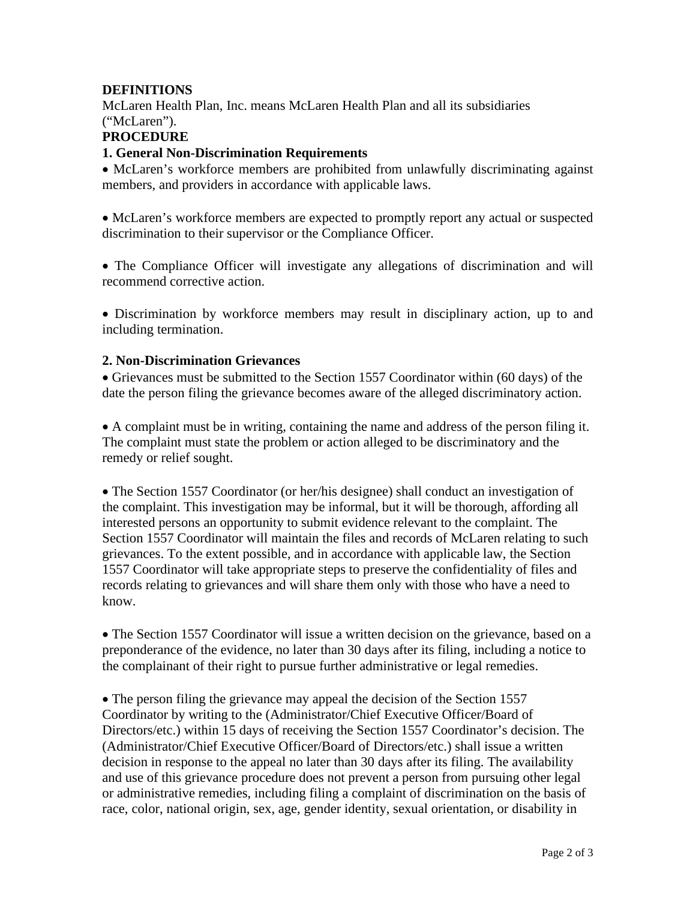**DEFINITIONS**

McLaren Health Plan, Inc. means McLaren Health Plan and all its subsidiaries ("McLaren").

**PROCEDURE**

**1. General Non-Discrimination Requirements**

- McLaren's workforce members are prohibited from unlawfully discriminating against members, and providers in accordance with applicable laws.

- McLaren's workforce members are expected to promptly report any actual or suspected discrimination to their supervisor or the Compliance Officer.

- The Compliance Officer will investigate any allegations of discrimination and will recommend corrective action.

- Discrimination by workforce members may result in disciplinary action, up to and including termination.

**2. Non-Discrimination Grievances**

- Grievances must be submitted to the Section 1557 Coordinator within (60 days) of the date the person filing the grievance becomes aware of the alleged discriminatory action.

- A complaint must be in writing, containing the name and address of the person filing it. The complaint must state the problem or action alleged to be discriminatory and the remedy or relief sought.

- The Section 1557 Coordinator (or her/his designee) shall conduct an investigation of the complaint. This investigation may be informal, but it will be thorough, affording all interested persons an opportunity to submit evidence relevant to the complaint. The Section 1557 Coordinator will maintain the files and records of McLaren relating to such grievances. To the extent possible, and in accordance with applicable law, the Section 1557 Coordinator will take appropriate steps to preserve the confidentiality of files and records relating to grievances and will share them only with those who have a need to know.

- The Section 1557 Coordinator will issue a written decision on the grievance, based on a preponderance of the evidence, no later than 30 days after its filing, including a notice to the complainant of their right to pursue further administrative or legal remedies.

- The person filing the grievance may appeal the decision of the Section 1557 Coordinator by writing to the (Administrator/Chief Executive Officer/Board of Directors/etc.) within 15 days of receiving the Section 1557 Coordinator's decision. The (Administrator/Chief Executive Officer/Board of Directors/etc.) shall issue a written decision in response to the appeal no later than 30 days after its filing. The availability and use of this grievance procedure does not prevent a person from pursuing other legal or administrative remedies, including filing a complaint of discrimination on the basis of race, color, national origin, sex, age, gender identity, sexual orientation, or disability in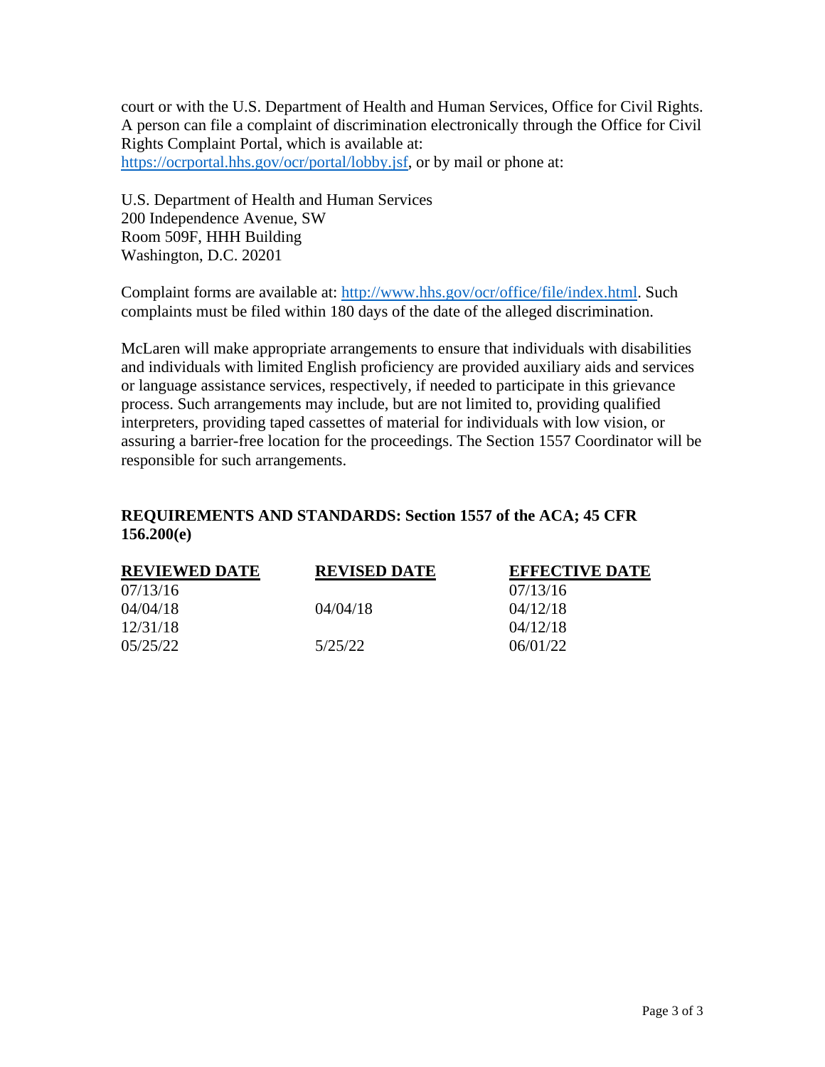court or with the U.S. Department of Health and Human Services, Office for Civil Rights. A person can file a complaint of discrimination electronically through the Office for Civil Rights Complaint Portal, which is available at: https://ocrportal.hhs.gov/ocr/portal/lobby.jsf, or by mail or phone at:

U.S. Department of Health and Human Services
200 Independence Avenue, SW
Room 509F, HHH Building
Washington, D.C. 20201

Complaint forms are available at: http://www.hhs.gov/ocr/office/file/index.html. Such complaints must be filed within 180 days of the date of the alleged discrimination.

McLaren will make appropriate arrangements to ensure that individuals with disabilities and individuals with limited English proficiency are provided auxiliary aids and services or language assistance services, respectively, if needed to participate in this grievance process. Such arrangements may include, but are not limited to, providing qualified interpreters, providing taped cassettes of material for individuals with low vision, or assuring a barrier-free location for the proceedings. The Section 1557 Coordinator will be responsible for such arrangements.

**REQUIREMENTS AND STANDARDS: Section 1557 of the ACA; 45 CFR 156.200(e)**

| REVIEWED DATE | REVISED DATE | EFFECTIVE DATE |
|---|---|---|
| 07/13/16 | | 07/13/16 |
| 04/04/18 | 04/04/18 | 04/12/18 |
| 12/31/18 | | 04/12/18 |
| 05/25/22 | 5/25/22 | 06/01/22 |